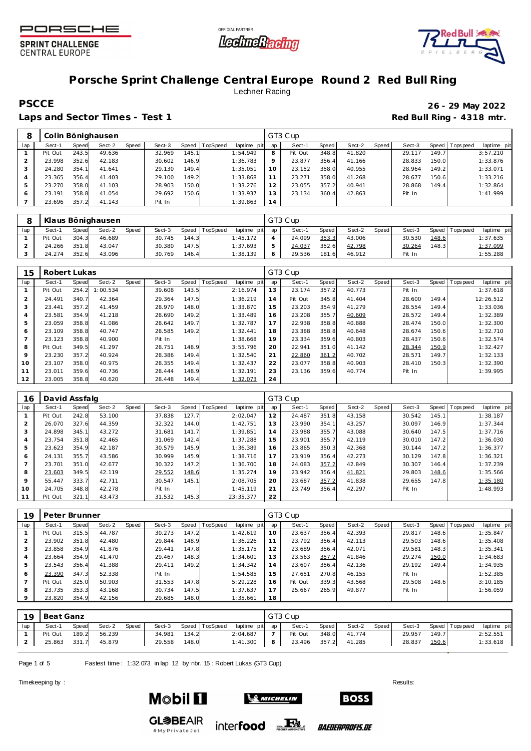PORSCHE SPRINT CHALLENGE CENTRAL EUROPE

OFFICIAL PARTNER Lechner Racing

# Porsche Sprint Challenge Central Europe Round 2 Red Bull Ring

Lechner Racing

**PSCCE** **26 - 29 May 2022**

**Laps and Sector Times - Test 1** **Red Bull Ring - 4318 mtr.**

| 8 | Colin Bönighausen | | | | | | | | | GT3 Cup | | | | | | | | |
|---|---|---|---|---|---|---|---|---|---|---|---|---|---|---|---|---|---|---|
| lap | Sect-1 | Speed | Sect-2 | Speed | Sect-3 | Speed | TopSpeed | laptime pit | lap | Sect-1 | Speed | Sect-2 | Speed | Sect-3 | Speed | Topspeed | laptime pit |
| 1 | Pit Out | 243.5 | 49.636 | | 32.969 | 145.1 | | 1:54.949 | 8 | Pit Out | 348.8 | 41.820 | | 29.117 | 149.7 | | 3:57.210 |
| 2 | 23.998 | 352.6 | 42.183 | | 30.602 | 146.9 | | 1:36.783 | 9 | 23.877 | 356.4 | 41.166 | | 28.833 | 150.0 | | 1:33.876 |
| 3 | 24.280 | 354.1 | 41.641 | | 29.130 | 149.4 | | 1:35.051 | 10 | 23.152 | 358.0 | 40.955 | | 28.964 | 149.2 | | 1:33.071 |
| 4 | 23.365 | 356.4 | 41.403 | | 29.100 | 149.2 | | 1:33.868 | 11 | 23.271 | 358.0 | 41.268 | | 28.677 | 150.6 | | 1:33.216 |
| 5 | 23.270 | 358.0 | 41.103 | | 28.903 | 150.0 | | 1:33.276 | 12 | 23.055 | 357.2 | 40.941 | | 28.868 | 149.4 | | 1:32.864 |
| 6 | 23.191 | 358.8 | 41.054 | | 29.692 | 150.6 | | 1:33.937 | 13 | 23.134 | 360.4 | 42.863 | | Pit In | | | 1:41.999 |
| 7 | 23.696 | 357.2 | 41.143 | | Pit In | | | 1:39.863 | 14 | | | | | | | | |

| 8 | Klaus Bönighausen | | | | | | | | | GT3 Cup | | | | | | | | |
|---|---|---|---|---|---|---|---|---|---|---|---|---|---|---|---|---|---|---|
| lap | Sect-1 | Speed | Sect-2 | Speed | Sect-3 | Speed | TopSpeed | laptime pit | lap | Sect-1 | Speed | Sect-2 | Speed | Sect-3 | Speed | Topspeed | laptime pit |
| 1 | Pit Out | 304.3 | 46.689 | | 30.745 | 144.3 | | 1:45.172 | 4 | 24.099 | 353.3 | 43.006 | | 30.530 | 148.6 | | 1:37.635 |
| 2 | 24.266 | 351.8 | 43.047 | | 30.380 | 147.5 | | 1:37.693 | 5 | 24.037 | 352.6 | 42.798 | | 30.264 | 148.3 | | 1:37.099 |
| 3 | 24.274 | 352.6 | 43.096 | | 30.769 | 146.4 | | 1:38.139 | 6 | 29.536 | 181.6 | 46.912 | | Pit In | | | 1:55.288 |

| 15 | Robert Lukas | | | | | | | | | GT3 Cup | | | | | | | | |
|---|---|---|---|---|---|---|---|---|---|---|---|---|---|---|---|---|---|---|
| lap | Sect-1 | Speed | Sect-2 | Speed | Sect-3 | Speed | TopSpeed | laptime pit | lap | Sect-1 | Speed | Sect-2 | Speed | Sect-3 | Speed | Topspeed | laptime pit |
| 1 | Pit Out | 254.2 | 1:00.534 | | 39.608 | 143.5 | | 2:16.974 | 13 | 23.174 | 357.2 | 40.773 | | Pit In | | | 1:37.618 |
| 2 | 24.491 | 340.7 | 42.364 | | 29.364 | 147.5 | | 1:36.219 | 14 | Pit Out | 345.8 | 41.404 | | 28.600 | 149.4 | | 12:26.512 |
| 3 | 23.441 | 357.2 | 41.459 | | 28.970 | 148.0 | | 1:33.870 | 15 | 23.203 | 354.9 | 41.279 | | 28.554 | 149.4 | | 1:33.036 |
| 4 | 23.581 | 354.9 | 41.218 | | 28.690 | 149.2 | | 1:33.489 | 16 | 23.208 | 355.7 | 40.609 | | 28.572 | 149.4 | | 1:32.389 |
| 5 | 23.059 | 358.8 | 41.086 | | 28.642 | 149.7 | | 1:32.787 | 17 | 22.938 | 358.8 | 40.888 | | 28.474 | 150.0 | | 1:32.300 |
| 6 | 23.109 | 358.8 | 40.747 | | 28.585 | 149.2 | | 1:32.441 | 18 | 23.388 | 358.8 | 40.648 | | 28.674 | 150.6 | | 1:32.710 |
| 7 | 23.123 | 358.8 | 40.900 | | Pit In | | | 1:38.668 | 19 | 23.334 | 359.6 | 40.803 | | 28.437 | 150.6 | | 1:32.574 |
| 8 | Pit Out | 349.5 | 41.297 | | 28.751 | 148.9 | | 3:55.796 | 20 | 22.941 | 351.0 | 41.142 | | 28.344 | 150.9 | | 1:32.427 |
| 9 | 23.230 | 357.2 | 40.924 | | 28.386 | 149.4 | | 1:32.540 | 21 | 22.860 | 361.2 | 40.702 | | 28.571 | 149.7 | | 1:32.133 |
| 10 | 23.107 | 358.0 | 40.975 | | 28.355 | 149.4 | | 1:32.437 | 22 | 23.077 | 358.8 | 40.903 | | 28.410 | 150.3 | | 1:32.390 |
| 11 | 23.011 | 359.6 | 40.736 | | 28.444 | 148.9 | | 1:32.191 | 23 | 23.136 | 359.6 | 40.774 | | Pit In | | | 1:39.995 |
| 12 | 23.005 | 358.8 | 40.620 | | 28.448 | 149.4 | | 1:32.073 | 24 | | | | | | | | |

| 16 | David Assfalg | | | | | | | | | GT3 Cup | | | | | | | | |
|---|---|---|---|---|---|---|---|---|---|---|---|---|---|---|---|---|---|---|
| lap | Sect-1 | Speed | Sect-2 | Speed | Sect-3 | Speed | TopSpeed | laptime pit | lap | Sect-1 | Speed | Sect-2 | Speed | Sect-3 | Speed | Topspeed | laptime pit |
| 1 | Pit Out | 242.8 | 53.100 | | 37.838 | 127.7 | | 2:02.047 | 12 | 24.487 | 351.8 | 43.158 | | 30.542 | 145.1 | | 1:38.187 |
| 2 | 26.070 | 327.6 | 44.359 | | 32.322 | 144.0 | | 1:42.751 | 13 | 23.990 | 354.1 | 43.257 | | 30.097 | 146.9 | | 1:37.344 |
| 3 | 24.898 | 345.1 | 43.272 | | 31.681 | 141.7 | | 1:39.851 | 14 | 23.988 | 355.7 | 43.088 | | 30.640 | 147.5 | | 1:37.716 |
| 4 | 23.754 | 351.8 | 42.465 | | 31.069 | 142.4 | | 1:37.288 | 15 | 23.901 | 355.7 | 42.119 | | 30.010 | 147.2 | | 1:36.030 |
| 5 | 23.623 | 354.9 | 42.187 | | 30.579 | 145.9 | | 1:36.389 | 16 | 23.865 | 350.3 | 42.368 | | 30.144 | 147.2 | | 1:36.377 |
| 6 | 24.131 | 355.7 | 43.586 | | 30.999 | 145.9 | | 1:38.716 | 17 | 23.919 | 356.4 | 42.273 | | 30.129 | 147.8 | | 1:36.321 |
| 7 | 23.701 | 351.0 | 42.677 | | 30.322 | 147.2 | | 1:36.700 | 18 | 24.083 | 357.2 | 42.849 | | 30.307 | 146.4 | | 1:37.239 |
| 8 | 23.603 | 349.5 | 42.119 | | 29.552 | 148.6 | | 1:35.274 | 19 | 23.942 | 356.4 | 41.821 | | 29.803 | 148.6 | | 1:35.566 |
| 9 | 55.447 | 333.7 | 42.711 | | 30.547 | 145.1 | | 2:08.705 | 20 | 23.687 | 357.2 | 41.838 | | 29.655 | 147.8 | | 1:35.180 |
| 10 | 24.705 | 348.8 | 42.278 | | Pit In | | | 1:45.119 | 21 | 23.749 | 356.4 | 42.297 | | Pit In | | | 1:48.993 |
| 11 | Pit Out | 321.1 | 43.473 | | 31.532 | 145.3 | | 23:35.377 | 22 | | | | | | | | |

| 19 | Peter Brunner | | | | | | | | | GT3 Cup | | | | | | | | |
|---|---|---|---|---|---|---|---|---|---|---|---|---|---|---|---|---|---|---|
| lap | Sect-1 | Speed | Sect-2 | Speed | Sect-3 | Speed | TopSpeed | laptime pit | lap | Sect-1 | Speed | Sect-2 | Speed | Sect-3 | Speed | Topspeed | laptime pit |
| 1 | Pit Out | 315.5 | 44.787 | | 30.273 | 147.2 | | 1:42.619 | 10 | 23.637 | 356.4 | 42.393 | | 29.817 | 148.6 | | 1:35.847 |
| 2 | 23.902 | 351.8 | 42.480 | | 29.844 | 148.9 | | 1:36.226 | 11 | 23.792 | 356.4 | 42.113 | | 29.503 | 148.6 | | 1:35.408 |
| 3 | 23.858 | 354.9 | 41.876 | | 29.441 | 147.8 | | 1:35.175 | 12 | 23.689 | 356.4 | 42.071 | | 29.581 | 148.3 | | 1:35.341 |
| 4 | 23.664 | 354.9 | 41.470 | | 29.467 | 148.3 | | 1:34.601 | 13 | 23.563 | 357.2 | 41.846 | | 29.274 | 150.0 | | 1:34.683 |
| 5 | 23.543 | 356.4 | 41.388 | | 29.411 | 149.2 | | 1:34.342 | 14 | 23.607 | 356.4 | 42.136 | | 29.192 | 149.4 | | 1:34.935 |
| 6 | 23.390 | 347.3 | 52.338 | | Pit In | | | 1:54.585 | 15 | 27.651 | 270.8 | 46.155 | | Pit In | | | 1:52.385 |
| 7 | Pit Out | 325.0 | 50.903 | | 31.553 | 147.8 | | 5:29.228 | 16 | Pit Out | 339.3 | 43.568 | | 29.508 | 148.6 | | 3:10.185 |
| 8 | 23.735 | 353.3 | 43.168 | | 30.734 | 147.5 | | 1:37.637 | 17 | 25.667 | 265.9 | 49.877 | | Pit In | | | 1:56.059 |
| 9 | 23.820 | 354.9 | 42.156 | | 29.685 | 148.0 | | 1:35.661 | 18 | | | | | | | | |

| 19 | Beat Ganz | | | | | | | | | GT3 Cup | | | | | | | | |
|---|---|---|---|---|---|---|---|---|---|---|---|---|---|---|---|---|---|---|
| lap | Sect-1 | Speed | Sect-2 | Speed | Sect-3 | Speed | TopSpeed | laptime pit | lap | Sect-1 | Speed | Sect-2 | Speed | Sect-3 | Speed | Topspeed | laptime pit |
| 1 | Pit Out | 189.2 | 56.239 | | 34.981 | 134.2 | | 2:04.687 | 7 | Pit Out | 348.0 | 41.774 | | 29.957 | 149.7 | | 2:52.551 |
| 2 | 25.863 | 331.7 | 45.879 | | 29.558 | 148.0 | | 1:41.300 | 8 | 23.496 | 357.2 | 41.285 | | 28.837 | 150.6 | | 1:33.618 |

Fastest time : 1:32.073 in lap 12 by nbr. 15 : Robert Lukas (GT3 Cup)

Timekeeping by : Results: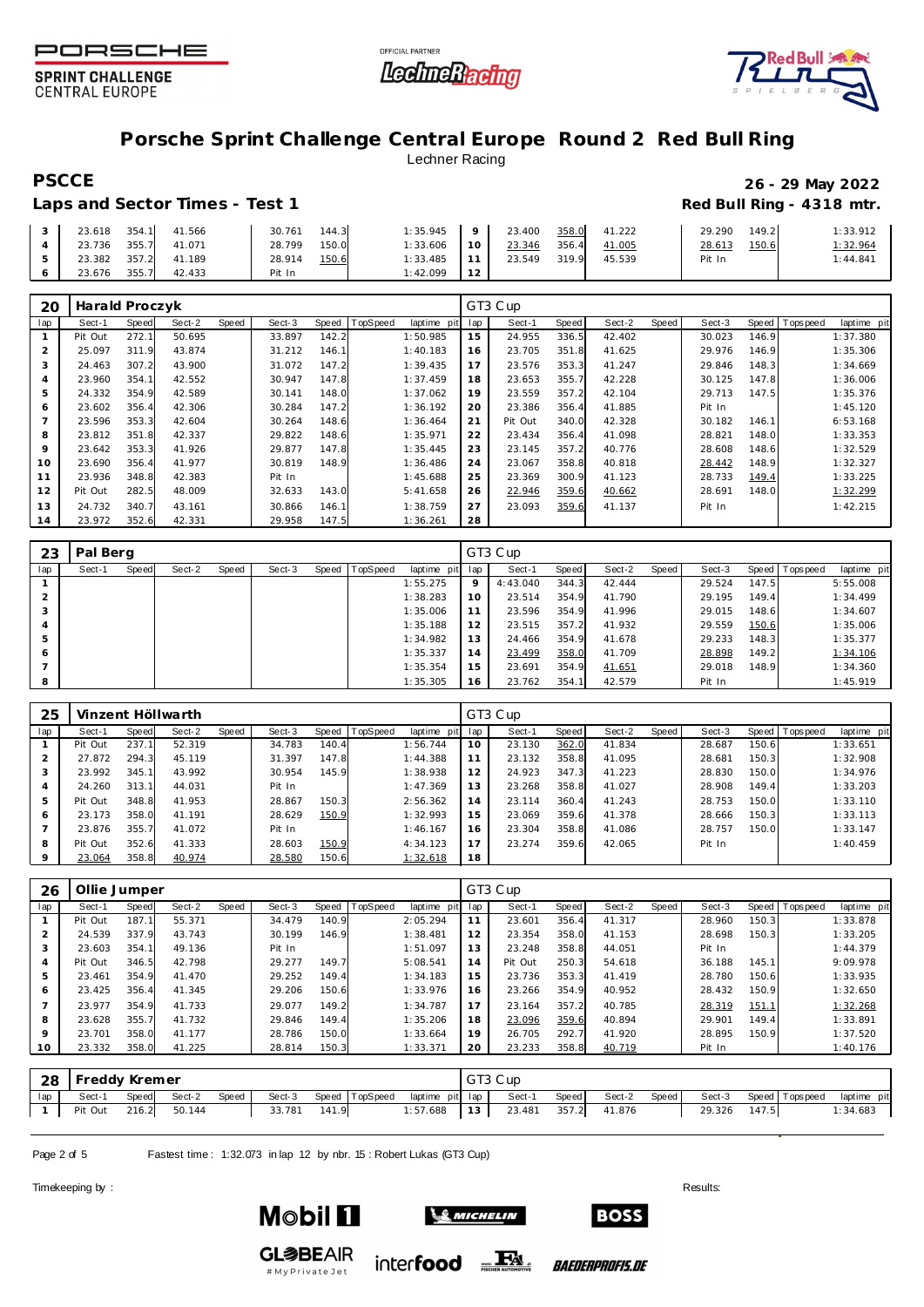# Porsche Sprint Challenge Central Europe Round 2 Red Bull Ring

Lechner Racing

**PSCCE** — **26 - 29 May 2022**

**Laps and Sector Times - Test 1** — **Red Bull Ring - 4318 mtr.**

| lap | Sect-1 | Speed | Sect-2 | Speed | Sect-3 | Speed | TopSpeed | laptime pit | lap | Sect-1 | Speed | Sect-2 | Speed | Sect-3 | Speed | Topspeed | laptime pit |
|---|---|---|---|---|---|---|---|---|---|---|---|---|---|---|---|---|---|
| 3 | 23.618 | 354.1 | 41.566 | | 30.761 | 144.3 | | 1:35.945 | 9 | 23.400 | 358.0 | 41.222 | | 29.290 | 149.2 | | 1:33.912 |
| 4 | 23.736 | 355.7 | 41.071 | | 28.799 | 150.0 | | 1:33.606 | 10 | 23.346 | 356.4 | 41.005 | | 28.613 | 150.6 | | 1:32.964 |
| 5 | 23.382 | 357.2 | 41.189 | | 28.914 | 150.6 | | 1:33.485 | 11 | 23.549 | 319.9 | 45.539 | | Pit In | | | 1:44.841 |
| 6 | 23.676 | 355.7 | 42.433 | | Pit In | | | 1:42.099 | 12 | | | | | | | | |

## 20 Harald Proczyk — GT3 Cup

| lap | Sect-1 | Speed | Sect-2 | Speed | Sect-3 | Speed | TopSpeed | laptime pit | lap | Sect-1 | Speed | Sect-2 | Speed | Sect-3 | Speed | Topspeed | laptime pit |
|---|---|---|---|---|---|---|---|---|---|---|---|---|---|---|---|---|---|
| 1 | Pit Out | 272.1 | 50.695 | | 33.897 | 142.2 | | 1:50.985 | 15 | 24.955 | 336.5 | 42.402 | | 30.023 | 146.9 | | 1:37.380 |
| 2 | 25.097 | 311.9 | 43.874 | | 31.212 | 146.1 | | 1:40.183 | 16 | 23.705 | 351.8 | 41.625 | | 29.976 | 146.9 | | 1:35.306 |
| 3 | 24.463 | 307.2 | 43.900 | | 31.072 | 147.2 | | 1:39.435 | 17 | 23.576 | 353.3 | 41.247 | | 29.846 | 148.3 | | 1:34.669 |
| 4 | 23.960 | 354.1 | 42.552 | | 30.947 | 147.8 | | 1:37.459 | 18 | 23.653 | 355.7 | 42.228 | | 30.125 | 147.8 | | 1:36.006 |
| 5 | 24.332 | 354.9 | 42.589 | | 30.141 | 148.0 | | 1:37.062 | 19 | 23.559 | 357.2 | 42.104 | | 29.713 | 147.5 | | 1:35.376 |
| 6 | 23.602 | 356.4 | 42.306 | | 30.284 | 147.2 | | 1:36.192 | 20 | 23.386 | 356.4 | 41.885 | | Pit In | | | 1:45.120 |
| 7 | 23.596 | 353.3 | 42.604 | | 30.264 | 148.6 | | 1:36.464 | 21 | Pit Out | 340.0 | 42.328 | | 30.182 | 146.1 | | 6:53.168 |
| 8 | 23.812 | 351.8 | 42.337 | | 29.822 | 148.6 | | 1:35.971 | 22 | 23.434 | 356.4 | 41.098 | | 28.821 | 148.0 | | 1:33.353 |
| 9 | 23.642 | 353.3 | 41.926 | | 29.877 | 147.8 | | 1:35.445 | 23 | 23.145 | 357.2 | 40.776 | | 28.608 | 148.6 | | 1:32.529 |
| 10 | 23.690 | 356.4 | 41.977 | | 30.819 | 148.9 | | 1:36.486 | 24 | 23.067 | 358.8 | 40.818 | | 28.442 | 148.9 | | 1:32.327 |
| 11 | 23.936 | 348.8 | 42.383 | | Pit In | | | 1:45.688 | 25 | 23.369 | 300.9 | 41.123 | | 28.733 | 149.4 | | 1:33.225 |
| 12 | Pit Out | 282.5 | 48.009 | | 32.633 | 143.0 | | 5:41.658 | 26 | 22.946 | 359.6 | 40.662 | | 28.691 | 148.0 | | 1:32.299 |
| 13 | 24.732 | 340.7 | 43.161 | | 30.866 | 146.1 | | 1:38.759 | 27 | 23.093 | 359.6 | 41.137 | | Pit In | | | 1:42.215 |
| 14 | 23.972 | 352.6 | 42.331 | | 29.958 | 147.5 | | 1:36.261 | 28 | | | | | | | | |

## 23 Pal Berg — GT3 Cup

| lap | Sect-1 | Speed | Sect-2 | Speed | Sect-3 | Speed | TopSpeed | laptime pit | lap | Sect-1 | Speed | Sect-2 | Speed | Sect-3 | Speed | Topspeed | laptime pit |
|---|---|---|---|---|---|---|---|---|---|---|---|---|---|---|---|---|---|
| 1 | | | | | | | | 1:55.275 | 9 | 4:43.040 | 344.3 | 42.444 | | 29.524 | 147.5 | | 5:55.008 |
| 2 | | | | | | | | 1:38.283 | 10 | 23.514 | 354.9 | 41.790 | | 29.195 | 149.4 | | 1:34.499 |
| 3 | | | | | | | | 1:35.006 | 11 | 23.596 | 354.9 | 41.996 | | 29.015 | 148.6 | | 1:34.607 |
| 4 | | | | | | | | 1:35.188 | 12 | 23.515 | 357.2 | 41.932 | | 29.559 | 150.6 | | 1:35.006 |
| 5 | | | | | | | | 1:34.982 | 13 | 24.466 | 354.9 | 41.678 | | 29.233 | 148.3 | | 1:35.377 |
| 6 | | | | | | | | 1:35.337 | 14 | 23.499 | 358.0 | 41.709 | | 28.898 | 149.2 | | 1:34.106 |
| 7 | | | | | | | | 1:35.354 | 15 | 23.691 | 354.9 | 41.651 | | 29.018 | 148.9 | | 1:34.360 |
| 8 | | | | | | | | 1:35.305 | 16 | 23.762 | 354.1 | 42.579 | | Pit In | | | 1:45.919 |

## 25 Vinzent Höllwarth — GT3 Cup

| lap | Sect-1 | Speed | Sect-2 | Speed | Sect-3 | Speed | TopSpeed | laptime pit | lap | Sect-1 | Speed | Sect-2 | Speed | Sect-3 | Speed | Topspeed | laptime pit |
|---|---|---|---|---|---|---|---|---|---|---|---|---|---|---|---|---|---|
| 1 | Pit Out | 237.1 | 52.319 | | 34.783 | 140.4 | | 1:56.744 | 10 | 23.130 | 362.0 | 41.834 | | 28.687 | 150.6 | | 1:33.651 |
| 2 | 27.872 | 294.3 | 45.119 | | 31.397 | 147.8 | | 1:44.388 | 11 | 23.132 | 358.8 | 41.095 | | 28.681 | 150.3 | | 1:32.908 |
| 3 | 23.992 | 345.1 | 43.992 | | 30.954 | 145.9 | | 1:38.938 | 12 | 24.923 | 347.3 | 41.223 | | 28.830 | 150.0 | | 1:34.976 |
| 4 | 24.260 | 313.1 | 44.031 | | Pit In | | | 1:47.369 | 13 | 23.268 | 358.8 | 41.027 | | 28.908 | 149.4 | | 1:33.203 |
| 5 | Pit Out | 348.8 | 41.953 | | 28.867 | 150.3 | | 2:56.362 | 14 | 23.114 | 360.4 | 41.243 | | 28.753 | 150.0 | | 1:33.110 |
| 6 | 23.173 | 358.0 | 41.191 | | 28.629 | 150.9 | | 1:32.993 | 15 | 23.069 | 359.6 | 41.378 | | 28.666 | 150.3 | | 1:33.113 |
| 7 | 23.876 | 355.7 | 41.072 | | Pit In | | | 1:46.167 | 16 | 23.304 | 358.8 | 41.086 | | 28.757 | 150.0 | | 1:33.147 |
| 8 | Pit Out | 352.6 | 41.333 | | 28.603 | 150.9 | | 4:34.123 | 17 | 23.274 | 359.6 | 42.065 | | Pit In | | | 1:40.459 |
| 9 | 23.064 | 358.8 | 40.974 | | 28.580 | 150.6 | | 1:32.618 | 18 | | | | | | | | |

## 26 Ollie Jumper — GT3 Cup

| lap | Sect-1 | Speed | Sect-2 | Speed | Sect-3 | Speed | TopSpeed | laptime pit | lap | Sect-1 | Speed | Sect-2 | Speed | Sect-3 | Speed | Topspeed | laptime pit |
|---|---|---|---|---|---|---|---|---|---|---|---|---|---|---|---|---|---|
| 1 | Pit Out | 187.1 | 55.371 | | 34.479 | 140.9 | | 2:05.294 | 11 | 23.601 | 356.4 | 41.317 | | 28.960 | 150.3 | | 1:33.878 |
| 2 | 24.539 | 337.9 | 43.743 | | 30.199 | 146.9 | | 1:38.481 | 12 | 23.354 | 358.0 | 41.153 | | 28.698 | 150.3 | | 1:33.205 |
| 3 | 23.603 | 354.1 | 49.136 | | Pit In | | | 1:51.097 | 13 | 23.248 | 358.8 | 44.051 | | Pit In | | | 1:44.379 |
| 4 | Pit Out | 346.5 | 42.798 | | 29.277 | 149.7 | | 5:08.541 | 14 | Pit Out | 250.3 | 54.618 | | 36.188 | 145.1 | | 9:09.978 |
| 5 | 23.461 | 354.9 | 41.470 | | 29.252 | 149.4 | | 1:34.183 | 15 | 23.736 | 353.3 | 41.419 | | 28.780 | 150.6 | | 1:33.935 |
| 6 | 23.425 | 356.4 | 41.345 | | 29.206 | 150.6 | | 1:33.976 | 16 | 23.266 | 354.9 | 40.952 | | 28.432 | 150.9 | | 1:32.650 |
| 7 | 23.977 | 354.9 | 41.733 | | 29.077 | 149.2 | | 1:34.787 | 17 | 23.164 | 357.2 | 40.785 | | 28.319 | 151.1 | | 1:32.268 |
| 8 | 23.628 | 355.7 | 41.732 | | 29.846 | 149.4 | | 1:35.206 | 18 | 23.096 | 359.6 | 40.894 | | 29.901 | 149.4 | | 1:33.891 |
| 9 | 23.701 | 358.0 | 41.177 | | 28.786 | 150.0 | | 1:33.664 | 19 | 26.705 | 292.7 | 41.920 | | 28.895 | 150.9 | | 1:37.520 |
| 10 | 23.332 | 358.0 | 41.225 | | 28.814 | 150.3 | | 1:33.371 | 20 | 23.233 | 358.8 | 40.719 | | Pit In | | | 1:40.176 |

## 28 Freddy Kremer — GT3 Cup

| lap | Sect-1 | Speed | Sect-2 | Speed | Sect-3 | Speed | TopSpeed | laptime pit | lap | Sect-1 | Speed | Sect-2 | Speed | Sect-3 | Speed | Topspeed | laptime pit |
|---|---|---|---|---|---|---|---|---|---|---|---|---|---|---|---|---|---|
| 1 | Pit Out | 216.2 | 50.144 | | 33.781 | 141.9 | | 1:57.688 | 13 | 23.481 | 357.2 | 41.876 | | 29.326 | 147.5 | | 1:34.683 |

Fastest time : 1:32.073 in lap 12 by nbr. 15 : Robert Lukas (GT3 Cup)

Timekeeping by : Results: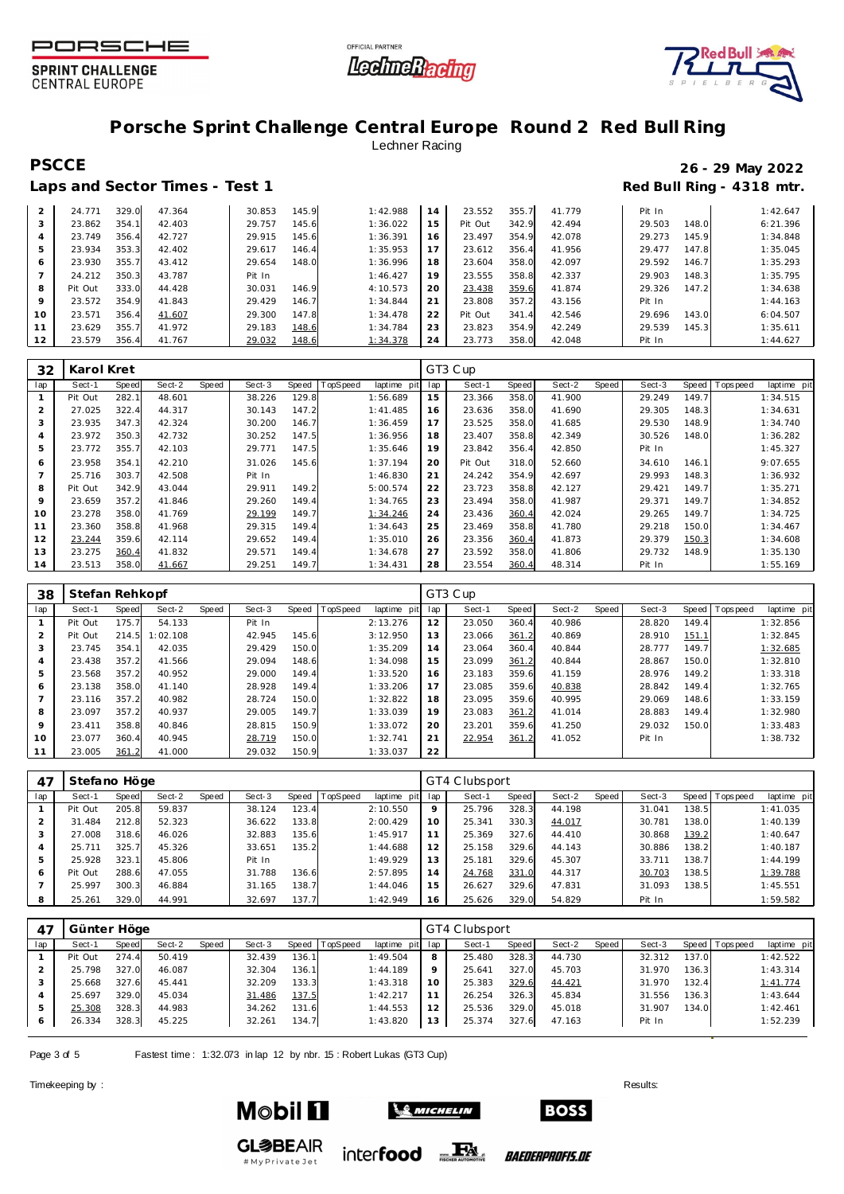# Porsche Sprint Challenge Central Europe Round 2 Red Bull Ring

Lechner Racing

**PSCCE** **26 - 29 May 2022**

**Laps and Sector Times - Test 1** **Red Bull Ring - 4318 mtr.**

| lap | Sect-1 | Speed | Sect-2 | Speed | Sect-3 | Speed | TopSpeed | laptime pit | lap | Sect-1 | Speed | Sect-2 | Speed | Sect-3 | Speed | Topspeed | laptime pit |
|---|---|---|---|---|---|---|---|---|---|---|---|---|---|---|---|---|---|
| 2 | 24.771 | 329.0 | 47.364 | | 30.853 | 145.9 | | 1:42.988 | 14 | 23.552 | 355.7 | 41.779 | | Pit In | | | 1:42.647 |
| 3 | 23.862 | 354.1 | 42.403 | | 29.757 | 145.6 | | 1:36.022 | 15 | Pit Out | 342.9 | 42.494 | | 29.503 | 148.0 | | 6:21.396 |
| 4 | 23.749 | 356.4 | 42.727 | | 29.915 | 145.6 | | 1:36.391 | 16 | 23.497 | 354.9 | 42.078 | | 29.273 | 145.9 | | 1:34.848 |
| 5 | 23.934 | 353.3 | 42.402 | | 29.617 | 146.4 | | 1:35.953 | 17 | 23.612 | 356.4 | 41.956 | | 29.477 | 147.8 | | 1:35.045 |
| 6 | 23.930 | 355.7 | 43.412 | | 29.654 | 148.0 | | 1:36.996 | 18 | 23.604 | 358.0 | 42.097 | | 29.592 | 146.7 | | 1:35.293 |
| 7 | 24.212 | 350.3 | 43.787 | | Pit In | | | 1:46.427 | 19 | 23.555 | 358.8 | 42.337 | | 29.903 | 148.3 | | 1:35.795 |
| 8 | Pit Out | 333.0 | 44.428 | | 30.031 | 146.9 | | 4:10.573 | 20 | 23.438 | 359.6 | 41.874 | | 29.326 | 147.2 | | 1:34.638 |
| 9 | 23.572 | 354.9 | 41.843 | | 29.429 | 146.7 | | 1:34.844 | 21 | 23.808 | 357.2 | 43.156 | | Pit In | | | 1:44.163 |
| 10 | 23.571 | 356.4 | 41.607 | | 29.300 | 147.8 | | 1:34.478 | 22 | Pit Out | 341.4 | 42.546 | | 29.696 | 143.0 | | 6:04.507 |
| 11 | 23.629 | 355.7 | 41.972 | | 29.183 | 148.6 | | 1:34.784 | 23 | 23.823 | 354.9 | 42.249 | | 29.539 | 145.3 | | 1:35.611 |
| 12 | 23.579 | 356.4 | 41.767 | | 29.032 | 148.6 | | 1:34.378 | 24 | 23.773 | 358.0 | 42.048 | | Pit In | | | 1:44.627 |

**32 Karol Kret** — GT3 Cup

| lap | Sect-1 | Speed | Sect-2 | Speed | Sect-3 | Speed | TopSpeed | laptime pit | lap | Sect-1 | Speed | Sect-2 | Speed | Sect-3 | Speed | Topspeed | laptime pit |
|---|---|---|---|---|---|---|---|---|---|---|---|---|---|---|---|---|---|
| 1 | Pit Out | 282.1 | 48.601 | | 38.226 | 129.8 | | 1:56.689 | 15 | 23.366 | 358.0 | 41.900 | | 29.249 | 149.7 | | 1:34.515 |
| 2 | 27.025 | 322.4 | 44.317 | | 30.143 | 147.2 | | 1:41.485 | 16 | 23.636 | 358.0 | 41.690 | | 29.305 | 148.3 | | 1:34.631 |
| 3 | 23.935 | 347.3 | 42.324 | | 30.200 | 146.7 | | 1:36.459 | 17 | 23.525 | 358.0 | 41.685 | | 29.530 | 148.9 | | 1:34.740 |
| 4 | 23.972 | 350.3 | 42.732 | | 30.252 | 147.5 | | 1:36.956 | 18 | 23.407 | 358.8 | 42.349 | | 30.526 | 148.0 | | 1:36.282 |
| 5 | 23.772 | 355.7 | 42.103 | | 29.771 | 147.5 | | 1:35.646 | 19 | 23.842 | 356.4 | 42.850 | | Pit In | | | 1:45.327 |
| 6 | 23.958 | 354.1 | 42.210 | | 31.026 | 145.6 | | 1:37.194 | 20 | Pit Out | 318.0 | 52.660 | | 34.610 | 146.1 | | 9:07.655 |
| 7 | 25.716 | 303.7 | 42.508 | | Pit In | | | 1:46.830 | 21 | 24.242 | 354.9 | 42.697 | | 29.993 | 148.3 | | 1:36.932 |
| 8 | Pit Out | 342.9 | 43.044 | | 29.911 | 149.2 | | 5:00.574 | 22 | 23.723 | 358.8 | 42.127 | | 29.421 | 149.7 | | 1:35.271 |
| 9 | 23.659 | 357.2 | 41.846 | | 29.260 | 149.4 | | 1:34.765 | 23 | 23.494 | 358.0 | 41.987 | | 29.371 | 149.7 | | 1:34.852 |
| 10 | 23.278 | 358.0 | 41.769 | | 29.199 | 149.7 | | 1:34.246 | 24 | 23.436 | 360.4 | 42.024 | | 29.265 | 149.7 | | 1:34.725 |
| 11 | 23.360 | 358.8 | 41.968 | | 29.315 | 149.4 | | 1:34.643 | 25 | 23.469 | 358.8 | 41.780 | | 29.218 | 150.0 | | 1:34.467 |
| 12 | 23.244 | 359.6 | 42.114 | | 29.652 | 149.4 | | 1:35.010 | 26 | 23.356 | 360.4 | 41.873 | | 29.379 | 150.3 | | 1:34.608 |
| 13 | 23.275 | 360.4 | 41.832 | | 29.571 | 149.4 | | 1:34.678 | 27 | 23.592 | 358.0 | 41.806 | | 29.732 | 148.9 | | 1:35.130 |
| 14 | 23.513 | 358.0 | 41.667 | | 29.251 | 149.7 | | 1:34.431 | 28 | 23.554 | 360.4 | 48.314 | | Pit In | | | 1:55.169 |

**38 Stefan Rehkopf** — GT3 Cup

| lap | Sect-1 | Speed | Sect-2 | Speed | Sect-3 | Speed | TopSpeed | laptime pit | lap | Sect-1 | Speed | Sect-2 | Speed | Sect-3 | Speed | Topspeed | laptime pit |
|---|---|---|---|---|---|---|---|---|---|---|---|---|---|---|---|---|---|
| 1 | Pit Out | 175.7 | 54.133 | | Pit In | | | 2:13.276 | 12 | 23.050 | 360.4 | 40.986 | | 28.820 | 149.4 | | 1:32.856 |
| 2 | Pit Out | 214.5 | 1:02.108 | | 42.945 | 145.6 | | 3:12.950 | 13 | 23.066 | 361.2 | 40.869 | | 28.910 | 151.1 | | 1:32.845 |
| 3 | 23.745 | 354.1 | 42.035 | | 29.429 | 150.0 | | 1:35.209 | 14 | 23.064 | 360.4 | 40.844 | | 28.777 | 149.7 | | 1:32.685 |
| 4 | 23.438 | 357.2 | 41.566 | | 29.094 | 148.6 | | 1:34.098 | 15 | 23.099 | 361.2 | 40.844 | | 28.867 | 150.0 | | 1:32.810 |
| 5 | 23.568 | 357.2 | 40.952 | | 29.000 | 149.4 | | 1:33.520 | 16 | 23.183 | 359.6 | 41.159 | | 28.976 | 149.2 | | 1:33.318 |
| 6 | 23.138 | 358.0 | 41.140 | | 28.928 | 149.4 | | 1:33.206 | 17 | 23.085 | 359.6 | 40.838 | | 28.842 | 149.4 | | 1:32.765 |
| 7 | 23.116 | 357.2 | 40.982 | | 28.724 | 150.0 | | 1:32.822 | 18 | 23.095 | 359.6 | 40.995 | | 29.069 | 148.6 | | 1:33.159 |
| 8 | 23.097 | 357.2 | 40.937 | | 29.005 | 149.7 | | 1:33.039 | 19 | 23.083 | 361.2 | 41.014 | | 28.883 | 149.4 | | 1:32.980 |
| 9 | 23.411 | 358.8 | 40.846 | | 28.815 | 150.9 | | 1:33.072 | 20 | 23.201 | 359.6 | 41.250 | | 29.032 | 150.0 | | 1:33.483 |
| 10 | 23.077 | 360.4 | 40.945 | | 28.719 | 150.0 | | 1:32.741 | 21 | 22.954 | 361.2 | 41.052 | | Pit In | | | 1:38.732 |
| 11 | 23.005 | 361.2 | 41.000 | | 29.032 | 150.9 | | 1:33.037 | 22 | | | | | | | | |

**47 Stefano Höge** — GT4 Clubsport

| lap | Sect-1 | Speed | Sect-2 | Speed | Sect-3 | Speed | TopSpeed | laptime pit | lap | Sect-1 | Speed | Sect-2 | Speed | Sect-3 | Speed | Topspeed | laptime pit |
|---|---|---|---|---|---|---|---|---|---|---|---|---|---|---|---|---|---|
| 1 | Pit Out | 205.8 | 59.837 | | 38.124 | 123.4 | | 2:10.550 | 9 | 25.796 | 328.3 | 44.198 | | 31.041 | 138.5 | | 1:41.035 |
| 2 | 31.484 | 212.8 | 52.323 | | 36.622 | 133.8 | | 2:00.429 | 10 | 25.341 | 330.3 | 44.017 | | 30.781 | 138.0 | | 1:40.139 |
| 3 | 27.008 | 318.6 | 46.026 | | 32.883 | 135.6 | | 1:45.917 | 11 | 25.369 | 327.6 | 44.410 | | 30.868 | 139.2 | | 1:40.647 |
| 4 | 25.711 | 325.7 | 45.326 | | 33.651 | 135.2 | | 1:44.688 | 12 | 25.158 | 329.6 | 44.143 | | 30.886 | 138.2 | | 1:40.187 |
| 5 | 25.928 | 323.1 | 45.806 | | Pit In | | | 1:49.929 | 13 | 25.181 | 329.6 | 45.307 | | 33.711 | 138.7 | | 1:44.199 |
| 6 | Pit Out | 288.6 | 47.055 | | 31.788 | 136.6 | | 2:57.895 | 14 | 24.768 | 331.0 | 44.317 | | 30.703 | 138.5 | | 1:39.788 |
| 7 | 25.997 | 300.3 | 46.884 | | 31.165 | 138.7 | | 1:44.046 | 15 | 26.627 | 329.6 | 47.831 | | 31.093 | 138.5 | | 1:45.551 |
| 8 | 25.261 | 329.0 | 44.991 | | 32.697 | 137.7 | | 1:42.949 | 16 | 25.626 | 329.0 | 54.829 | | Pit In | | | 1:59.582 |

**47 Günter Höge** — GT4 Clubsport

| lap | Sect-1 | Speed | Sect-2 | Speed | Sect-3 | Speed | TopSpeed | laptime pit | lap | Sect-1 | Speed | Sect-2 | Speed | Sect-3 | Speed | Topspeed | laptime pit |
|---|---|---|---|---|---|---|---|---|---|---|---|---|---|---|---|---|---|
| 1 | Pit Out | 274.4 | 50.419 | | 32.439 | 136.1 | | 1:49.504 | 8 | 25.480 | 328.3 | 44.730 | | 32.312 | 137.0 | | 1:42.522 |
| 2 | 25.798 | 327.0 | 46.087 | | 32.304 | 136.1 | | 1:44.189 | 9 | 25.641 | 327.0 | 45.703 | | 31.970 | 136.3 | | 1:43.314 |
| 3 | 25.668 | 327.6 | 45.441 | | 32.209 | 133.3 | | 1:43.318 | 10 | 25.383 | 329.6 | 44.421 | | 31.970 | 132.4 | | 1:41.774 |
| 4 | 25.697 | 329.0 | 45.034 | | 31.486 | 137.5 | | 1:42.217 | 11 | 26.254 | 326.3 | 45.834 | | 31.556 | 136.3 | | 1:43.644 |
| 5 | 25.308 | 328.3 | 44.983 | | 34.262 | 131.6 | | 1:44.553 | 12 | 25.536 | 329.0 | 45.018 | | 31.907 | 134.0 | | 1:42.461 |
| 6 | 26.334 | 328.3 | 45.225 | | 32.261 | 134.7 | | 1:43.820 | 13 | 25.374 | 327.6 | 47.163 | | Pit In | | | 1:52.239 |

Fastest time : 1:32.073 in lap 12 by nbr. 15 : Robert Lukas (GT3 Cup)

Timekeeping by : Results: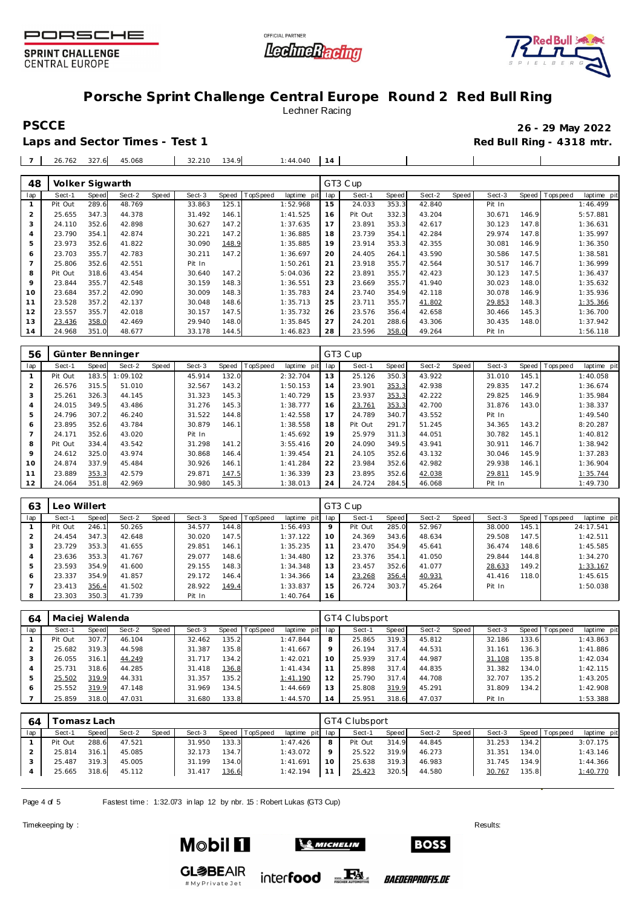# Porsche Sprint Challenge Central Europe Round 2 Red Bull Ring

Lechner Racing

**PSCCE** — **26 - 29 May 2022**

**Laps and Sector Times - Test 1** — **Red Bull Ring - 4318 mtr.**

| 7 | 26.762 | 327.6 | 45.068 | | 32.210 | 134.9 | | 1:44.040 | 14 | | | | | | | | |
|---|---|---|---|---|---|---|---|---|---|---|---|---|---|---|---|---|---|

**48 Volker Sigwarth** — GT3 Cup

| lap | Sect-1 | Speed | Sect-2 | Speed | Sect-3 | Speed | TopSpeed | laptime pit | lap | Sect-1 | Speed | Sect-2 | Speed | Sect-3 | Speed | Topspeed | laptime pit |
|---|---|---|---|---|---|---|---|---|---|---|---|---|---|---|---|---|---|
| 1 | Pit Out | 289.6 | 48.769 | | 33.863 | 125.1 | | 1:52.968 | 15 | 24.033 | 353.3 | 42.840 | | Pit In | | | 1:46.499 |
| 2 | 25.655 | 347.3 | 44.378 | | 31.492 | 146.1 | | 1:41.525 | 16 | Pit Out | 332.3 | 43.204 | | 30.671 | 146.9 | | 5:57.881 |
| 3 | 24.110 | 352.6 | 42.898 | | 30.627 | 147.2 | | 1:37.635 | 17 | 23.891 | 353.3 | 42.617 | | 30.123 | 147.8 | | 1:36.631 |
| 4 | 23.790 | 354.1 | 42.874 | | 30.221 | 147.2 | | 1:36.885 | 18 | 23.739 | 354.1 | 42.284 | | 29.974 | 147.8 | | 1:35.997 |
| 5 | 23.973 | 352.6 | 41.822 | | 30.090 | 148.9 | | 1:35.885 | 19 | 23.914 | 353.3 | 42.355 | | 30.081 | 146.9 | | 1:36.350 |
| 6 | 23.703 | 355.7 | 42.783 | | 30.211 | 147.2 | | 1:36.697 | 20 | 24.405 | 264.1 | 43.590 | | 30.586 | 147.5 | | 1:38.581 |
| 7 | 25.806 | 352.6 | 42.551 | | Pit In | | | 1:50.261 | 21 | 23.918 | 355.7 | 42.564 | | 30.517 | 146.7 | | 1:36.999 |
| 8 | Pit Out | 318.6 | 43.454 | | 30.640 | 147.2 | | 5:04.036 | 22 | 23.891 | 355.7 | 42.423 | | 30.123 | 147.5 | | 1:36.437 |
| 9 | 23.844 | 355.7 | 42.548 | | 30.159 | 148.3 | | 1:36.551 | 23 | 23.669 | 355.7 | 41.940 | | 30.023 | 148.0 | | 1:35.632 |
| 10 | 23.684 | 357.2 | 42.090 | | 30.009 | 148.3 | | 1:35.783 | 24 | 23.740 | 354.9 | 42.118 | | 30.078 | 146.9 | | 1:35.936 |
| 11 | 23.528 | 357.2 | 42.137 | | 30.048 | 148.6 | | 1:35.713 | 25 | 23.711 | 355.7 | 41.802 | | 29.853 | 148.3 | | 1:35.366 |
| 12 | 23.557 | 355.7 | 42.018 | | 30.157 | 147.5 | | 1:35.732 | 26 | 23.576 | 356.4 | 42.658 | | 30.466 | 145.3 | | 1:36.700 |
| 13 | 23.436 | 358.0 | 42.469 | | 29.940 | 148.0 | | 1:35.845 | 27 | 24.201 | 288.6 | 43.306 | | 30.435 | 148.0 | | 1:37.942 |
| 14 | 24.968 | 351.0 | 48.677 | | 33.178 | 144.5 | | 1:46.823 | 28 | 23.596 | 358.0 | 49.264 | | Pit In | | | 1:56.118 |

**56 Günter Benninger** — GT3 Cup

| lap | Sect-1 | Speed | Sect-2 | Speed | Sect-3 | Speed | TopSpeed | laptime pit | lap | Sect-1 | Speed | Sect-2 | Speed | Sect-3 | Speed | Topspeed | laptime pit |
|---|---|---|---|---|---|---|---|---|---|---|---|---|---|---|---|---|---|
| 1 | Pit Out | 183.5 | 1:09.102 | | 45.914 | 132.0 | | 2:32.704 | 13 | 25.126 | 350.3 | 43.922 | | 31.010 | 145.1 | | 1:40.058 |
| 2 | 26.576 | 315.5 | 51.010 | | 32.567 | 143.2 | | 1:50.153 | 14 | 23.901 | 353.3 | 42.938 | | 29.835 | 147.2 | | 1:36.674 |
| 3 | 25.261 | 326.3 | 44.145 | | 31.323 | 145.3 | | 1:40.729 | 15 | 23.937 | 353.3 | 42.222 | | 29.825 | 146.9 | | 1:35.984 |
| 4 | 24.015 | 349.5 | 43.486 | | 31.276 | 145.3 | | 1:38.777 | 16 | 23.761 | 353.3 | 42.700 | | 31.876 | 143.0 | | 1:38.337 |
| 5 | 24.796 | 307.2 | 46.240 | | 31.522 | 144.8 | | 1:42.558 | 17 | 24.789 | 340.7 | 43.552 | | Pit In | | | 1:49.540 |
| 6 | 23.895 | 352.6 | 43.784 | | 30.879 | 146.1 | | 1:38.558 | 18 | Pit Out | 291.7 | 51.245 | | 34.365 | 143.2 | | 8:20.287 |
| 7 | 24.171 | 352.6 | 43.020 | | Pit In | | | 1:45.692 | 19 | 25.979 | 311.3 | 44.051 | | 30.782 | 145.1 | | 1:40.812 |
| 8 | Pit Out | 334.4 | 43.542 | | 31.298 | 141.2 | | 3:55.416 | 20 | 24.090 | 349.5 | 43.941 | | 30.911 | 146.7 | | 1:38.942 |
| 9 | 24.612 | 325.0 | 43.974 | | 30.868 | 146.4 | | 1:39.454 | 21 | 24.105 | 352.6 | 43.132 | | 30.046 | 145.9 | | 1:37.283 |
| 10 | 24.874 | 337.9 | 45.484 | | 30.926 | 146.1 | | 1:41.284 | 22 | 23.984 | 352.6 | 42.982 | | 29.938 | 146.1 | | 1:36.904 |
| 11 | 23.889 | 353.3 | 42.579 | | 29.871 | 147.5 | | 1:36.339 | 23 | 23.895 | 352.6 | 42.038 | | 29.811 | 145.9 | | 1:35.744 |
| 12 | 24.064 | 351.8 | 42.969 | | 30.980 | 145.3 | | 1:38.013 | 24 | 24.724 | 284.5 | 46.068 | | Pit In | | | 1:49.730 |

**63 Leo Willert** — GT3 Cup

| lap | Sect-1 | Speed | Sect-2 | Speed | Sect-3 | Speed | TopSpeed | laptime pit | lap | Sect-1 | Speed | Sect-2 | Speed | Sect-3 | Speed | Topspeed | laptime pit |
|---|---|---|---|---|---|---|---|---|---|---|---|---|---|---|---|---|---|
| 1 | Pit Out | 246.1 | 50.265 | | 34.577 | 144.8 | | 1:56.493 | 9 | Pit Out | 285.0 | 52.967 | | 38.000 | 145.1 | | 24:17.541 |
| 2 | 24.454 | 347.3 | 42.648 | | 30.020 | 147.5 | | 1:37.122 | 10 | 24.369 | 343.6 | 48.634 | | 29.508 | 147.5 | | 1:42.511 |
| 3 | 23.729 | 353.3 | 41.655 | | 29.851 | 146.1 | | 1:35.235 | 11 | 23.470 | 354.9 | 45.641 | | 36.474 | 148.6 | | 1:45.585 |
| 4 | 23.636 | 353.3 | 41.767 | | 29.077 | 148.6 | | 1:34.480 | 12 | 23.376 | 354.1 | 41.050 | | 29.844 | 144.8 | | 1:34.270 |
| 5 | 23.593 | 354.9 | 41.600 | | 29.155 | 148.3 | | 1:34.348 | 13 | 23.457 | 352.6 | 41.077 | | 28.633 | 149.2 | | 1:33.167 |
| 6 | 23.337 | 354.9 | 41.857 | | 29.172 | 146.4 | | 1:34.366 | 14 | 23.268 | 356.4 | 40.931 | | 41.416 | 118.0 | | 1:45.615 |
| 7 | 23.413 | 356.4 | 41.502 | | 28.922 | 149.4 | | 1:33.837 | 15 | 26.724 | 303.7 | 45.264 | | Pit In | | | 1:50.038 |
| 8 | 23.303 | 350.3 | 41.739 | | Pit In | | | 1:40.764 | 16 | | | | | | | | |

**64 Maciej Walenda** — GT4 Clubsport

| lap | Sect-1 | Speed | Sect-2 | Speed | Sect-3 | Speed | TopSpeed | laptime pit | lap | Sect-1 | Speed | Sect-2 | Speed | Sect-3 | Speed | Topspeed | laptime pit |
|---|---|---|---|---|---|---|---|---|---|---|---|---|---|---|---|---|---|
| 1 | Pit Out | 307.7 | 46.104 | | 32.462 | 135.2 | | 1:47.844 | 8 | 25.865 | 319.3 | 45.812 | | 32.186 | 133.6 | | 1:43.863 |
| 2 | 25.682 | 319.3 | 44.598 | | 31.387 | 135.8 | | 1:41.667 | 9 | 26.194 | 317.4 | 44.531 | | 31.161 | 136.3 | | 1:41.886 |
| 3 | 26.055 | 316.1 | 44.249 | | 31.717 | 134.2 | | 1:42.021 | 10 | 25.939 | 317.4 | 44.987 | | 31.108 | 135.8 | | 1:42.034 |
| 4 | 25.731 | 318.6 | 44.285 | | 31.418 | 136.8 | | 1:41.434 | 11 | 25.898 | 317.4 | 44.835 | | 31.382 | 134.0 | | 1:42.115 |
| 5 | 25.502 | 319.9 | 44.331 | | 31.357 | 135.2 | | 1:41.190 | 12 | 25.790 | 317.4 | 44.708 | | 32.707 | 135.2 | | 1:43.205 |
| 6 | 25.552 | 319.9 | 47.148 | | 31.969 | 134.5 | | 1:44.669 | 13 | 25.808 | 319.9 | 45.291 | | 31.809 | 134.2 | | 1:42.908 |
| 7 | 25.859 | 318.0 | 47.031 | | 31.680 | 133.8 | | 1:44.570 | 14 | 25.951 | 318.6 | 47.037 | | Pit In | | | 1:53.388 |

**64 Tomasz Lach** — GT4 Clubsport

| lap | Sect-1 | Speed | Sect-2 | Speed | Sect-3 | Speed | TopSpeed | laptime pit | lap | Sect-1 | Speed | Sect-2 | Speed | Sect-3 | Speed | Topspeed | laptime pit |
|---|---|---|---|---|---|---|---|---|---|---|---|---|---|---|---|---|---|
| 1 | Pit Out | 288.6 | 47.521 | | 31.950 | 133.3 | | 1:47.426 | 8 | Pit Out | 314.9 | 44.845 | | 31.253 | 134.2 | | 3:07.175 |
| 2 | 25.814 | 316.1 | 45.085 | | 32.173 | 134.7 | | 1:43.072 | 9 | 25.522 | 319.9 | 46.273 | | 31.351 | 134.0 | | 1:43.146 |
| 3 | 25.487 | 319.3 | 45.005 | | 31.199 | 134.0 | | 1:41.691 | 10 | 25.638 | 319.3 | 46.983 | | 31.745 | 134.9 | | 1:44.366 |
| 4 | 25.665 | 318.6 | 45.112 | | 31.417 | 136.6 | | 1:42.194 | 11 | 25.423 | 320.5 | 44.580 | | 30.767 | 135.8 | | 1:40.770 |

Fastest time : 1:32.073 in lap 12 by nbr. 15 : Robert Lukas (GT3 Cup)

Timekeeping by : Results: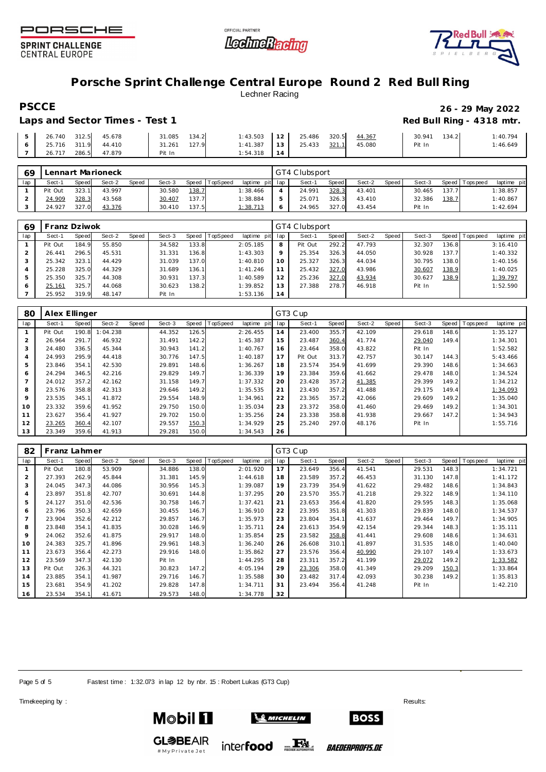# Porsche Sprint Challenge Central Europe Round 2 Red Bull Ring

Lechner Racing

**PSCCE** — **26 - 29 May 2022**

**Laps and Sector Times - Test 1** — **Red Bull Ring - 4318 mtr.**

| lap | Sect-1 | Speed | Sect-2 | Speed | Sect-3 | Speed | TopSpeed | laptime pit | lap | Sect-1 | Speed | Sect-2 | Speed | Sect-3 | Speed | Topspeed | laptime pit |
|---|---|---|---|---|---|---|---|---|---|---|---|---|---|---|---|---|---|
| 5 | 26.740 | 312.5 | 45.678 | | 31.085 | 134.2 | | 1:43.503 | 12 | 25.486 | 320.5 | 44.367 | | 30.941 | 134.2 | | 1:40.794 |
| 6 | 25.716 | 311.9 | 44.410 | | 31.261 | 127.9 | | 1:41.387 | 13 | 25.433 | 321.1 | 45.080 | | Pit In | | | 1:46.649 |
| 7 | 26.717 | 286.5 | 47.879 | | Pit In | | | 1:54.318 | 14 | | | | | | | | |

## 69 Lennart Marioneck — GT4 Clubsport

| lap | Sect-1 | Speed | Sect-2 | Speed | Sect-3 | Speed | TopSpeed | laptime pit | lap | Sect-1 | Speed | Sect-2 | Speed | Sect-3 | Speed | Topspeed | laptime pit |
|---|---|---|---|---|---|---|---|---|---|---|---|---|---|---|---|---|---|
| 1 | Pit Out | 323.1 | 43.997 | | 30.580 | 138.7 | | 1:38.466 | 4 | 24.991 | 328.3 | 43.401 | | 30.465 | 137.7 | | 1:38.857 |
| 2 | 24.909 | 328.3 | 43.568 | | 30.407 | 137.7 | | 1:38.884 | 5 | 25.071 | 326.3 | 43.410 | | 32.386 | 138.7 | | 1:40.867 |
| 3 | 24.927 | 327.0 | 43.376 | | 30.410 | 137.5 | | 1:38.713 | 6 | 24.965 | 327.0 | 43.454 | | Pit In | | | 1:42.694 |

## 69 Franz Dziwok — GT4 Clubsport

| lap | Sect-1 | Speed | Sect-2 | Speed | Sect-3 | Speed | TopSpeed | laptime pit | lap | Sect-1 | Speed | Sect-2 | Speed | Sect-3 | Speed | Topspeed | laptime pit |
|---|---|---|---|---|---|---|---|---|---|---|---|---|---|---|---|---|---|
| 1 | Pit Out | 184.9 | 55.850 | | 34.582 | 133.8 | | 2:05.185 | 8 | Pit Out | 292.2 | 47.793 | | 32.307 | 136.8 | | 3:16.410 |
| 2 | 26.441 | 296.5 | 45.531 | | 31.331 | 136.8 | | 1:43.303 | 9 | 25.354 | 326.3 | 44.050 | | 30.928 | 137.7 | | 1:40.332 |
| 3 | 25.342 | 323.1 | 44.429 | | 31.039 | 137.0 | | 1:40.810 | 10 | 25.327 | 326.3 | 44.034 | | 30.795 | 138.0 | | 1:40.156 |
| 4 | 25.228 | 325.0 | 44.329 | | 31.689 | 136.1 | | 1:41.246 | 11 | 25.432 | 327.0 | 43.986 | | 30.607 | 138.9 | | 1:40.025 |
| 5 | 25.350 | 325.7 | 44.308 | | 30.931 | 137.3 | | 1:40.589 | 12 | 25.236 | 327.0 | 43.934 | | 30.627 | 138.9 | | 1:39.797 |
| 6 | 25.161 | 325.7 | 44.068 | | 30.623 | 138.2 | | 1:39.852 | 13 | 27.388 | 278.7 | 46.918 | | Pit In | | | 1:52.590 |
| 7 | 25.952 | 319.9 | 48.147 | | Pit In | | | 1:53.136 | 14 | | | | | | | | |

## 80 Alex Ellinger — GT3 Cup

| lap | Sect-1 | Speed | Sect-2 | Speed | Sect-3 | Speed | TopSpeed | laptime pit | lap | Sect-1 | Speed | Sect-2 | Speed | Sect-3 | Speed | Topspeed | laptime pit |
|---|---|---|---|---|---|---|---|---|---|---|---|---|---|---|---|---|---|
| 1 | Pit Out | 190.8 | 1:04.238 | | 44.352 | 126.5 | | 2:26.455 | 14 | 23.400 | 355.7 | 42.109 | | 29.618 | 148.6 | | 1:35.127 |
| 2 | 26.964 | 291.7 | 46.932 | | 31.491 | 142.2 | | 1:45.387 | 15 | 23.487 | 360.4 | 41.774 | | 29.040 | 149.4 | | 1:34.301 |
| 3 | 24.480 | 336.5 | 45.344 | | 30.943 | 141.2 | | 1:40.767 | 16 | 23.464 | 358.0 | 43.822 | | Pit In | | | 1:52.582 |
| 4 | 24.993 | 295.9 | 44.418 | | 30.776 | 147.5 | | 1:40.187 | 17 | Pit Out | 313.7 | 42.757 | | 30.147 | 144.3 | | 5:43.466 |
| 5 | 23.846 | 354.1 | 42.530 | | 29.891 | 148.6 | | 1:36.267 | 18 | 23.574 | 354.9 | 41.699 | | 29.390 | 148.6 | | 1:34.663 |
| 6 | 24.294 | 346.5 | 42.216 | | 29.829 | 149.7 | | 1:36.339 | 19 | 23.384 | 359.6 | 41.662 | | 29.478 | 148.0 | | 1:34.524 |
| 7 | 24.012 | 357.2 | 42.162 | | 31.158 | 149.7 | | 1:37.332 | 20 | 23.428 | 357.2 | 41.385 | | 29.399 | 149.2 | | 1:34.212 |
| 8 | 23.576 | 358.8 | 42.313 | | 29.646 | 149.2 | | 1:35.535 | 21 | 23.430 | 357.2 | 41.488 | | 29.175 | 149.4 | | 1:34.093 |
| 9 | 23.535 | 345.1 | 41.872 | | 29.554 | 148.9 | | 1:34.961 | 22 | 23.365 | 357.2 | 42.066 | | 29.609 | 149.2 | | 1:35.040 |
| 10 | 23.332 | 359.6 | 41.952 | | 29.750 | 150.0 | | 1:35.034 | 23 | 23.372 | 358.0 | 41.460 | | 29.469 | 149.2 | | 1:34.301 |
| 11 | 23.627 | 356.4 | 41.927 | | 29.702 | 150.0 | | 1:35.256 | 24 | 23.338 | 358.8 | 41.938 | | 29.667 | 147.2 | | 1:34.943 |
| 12 | 23.265 | 360.4 | 42.107 | | 29.557 | 150.3 | | 1:34.929 | 25 | 25.240 | 297.0 | 48.176 | | Pit In | | | 1:55.716 |
| 13 | 23.349 | 359.6 | 41.913 | | 29.281 | 150.0 | | 1:34.543 | 26 | | | | | | | | |

## 82 Franz Lahmer — GT3 Cup

| lap | Sect-1 | Speed | Sect-2 | Speed | Sect-3 | Speed | TopSpeed | laptime pit | lap | Sect-1 | Speed | Sect-2 | Speed | Sect-3 | Speed | Topspeed | laptime pit |
|---|---|---|---|---|---|---|---|---|---|---|---|---|---|---|---|---|---|
| 1 | Pit Out | 180.8 | 53.909 | | 34.886 | 138.0 | | 2:01.920 | 17 | 23.649 | 356.4 | 41.541 | | 29.531 | 148.3 | | 1:34.721 |
| 2 | 27.393 | 262.9 | 45.844 | | 31.381 | 145.9 | | 1:44.618 | 18 | 23.589 | 357.2 | 46.453 | | 31.130 | 147.8 | | 1:41.172 |
| 3 | 24.045 | 347.3 | 44.086 | | 30.956 | 145.3 | | 1:39.087 | 19 | 23.739 | 354.9 | 41.622 | | 29.482 | 148.6 | | 1:34.843 |
| 4 | 23.897 | 351.8 | 42.707 | | 30.691 | 144.8 | | 1:37.295 | 20 | 23.570 | 355.7 | 41.218 | | 29.322 | 148.9 | | 1:34.110 |
| 5 | 24.127 | 351.0 | 42.536 | | 30.758 | 146.7 | | 1:37.421 | 21 | 23.653 | 356.4 | 41.820 | | 29.595 | 148.3 | | 1:35.068 |
| 6 | 23.796 | 350.3 | 42.659 | | 30.455 | 146.7 | | 1:36.910 | 22 | 23.395 | 351.8 | 41.303 | | 29.839 | 148.0 | | 1:34.537 |
| 7 | 23.904 | 352.6 | 42.212 | | 29.857 | 146.7 | | 1:35.973 | 23 | 23.804 | 354.1 | 41.637 | | 29.464 | 149.7 | | 1:34.905 |
| 8 | 23.848 | 354.1 | 41.835 | | 30.028 | 146.9 | | 1:35.711 | 24 | 23.613 | 354.9 | 42.154 | | 29.344 | 148.3 | | 1:35.111 |
| 9 | 24.062 | 352.6 | 41.875 | | 29.917 | 148.0 | | 1:35.854 | 25 | 23.582 | 358.8 | 41.441 | | 29.608 | 148.6 | | 1:34.631 |
| 10 | 24.383 | 325.7 | 41.896 | | 29.961 | 148.3 | | 1:36.240 | 26 | 26.608 | 310.1 | 41.897 | | 31.535 | 148.0 | | 1:40.040 |
| 11 | 23.673 | 356.4 | 42.273 | | 29.916 | 148.0 | | 1:35.862 | 27 | 23.576 | 356.4 | 40.990 | | 29.107 | 149.4 | | 1:33.673 |
| 12 | 23.569 | 347.3 | 42.130 | | Pit In | | | 1:44.295 | 28 | 23.311 | 357.2 | 41.199 | | 29.072 | 149.2 | | 1:33.582 |
| 13 | Pit Out | 326.3 | 44.321 | | 30.823 | 147.2 | | 4:05.194 | 29 | 23.306 | 358.0 | 41.349 | | 29.209 | 150.3 | | 1:33.864 |
| 14 | 23.885 | 354.1 | 41.987 | | 29.716 | 146.7 | | 1:35.588 | 30 | 23.482 | 317.4 | 42.093 | | 30.238 | 149.2 | | 1:35.813 |
| 15 | 23.681 | 354.9 | 41.202 | | 29.828 | 147.8 | | 1:34.711 | 31 | 23.494 | 356.4 | 41.248 | | Pit In | | | 1:42.210 |
| 16 | 23.534 | 354.1 | 41.671 | | 29.573 | 148.0 | | 1:34.778 | 32 | | | | | | | | |

Fastest time : 1:32.073 in lap 12 by nbr. 15 : Robert Lukas (GT3 Cup)

Timekeeping by : Results: